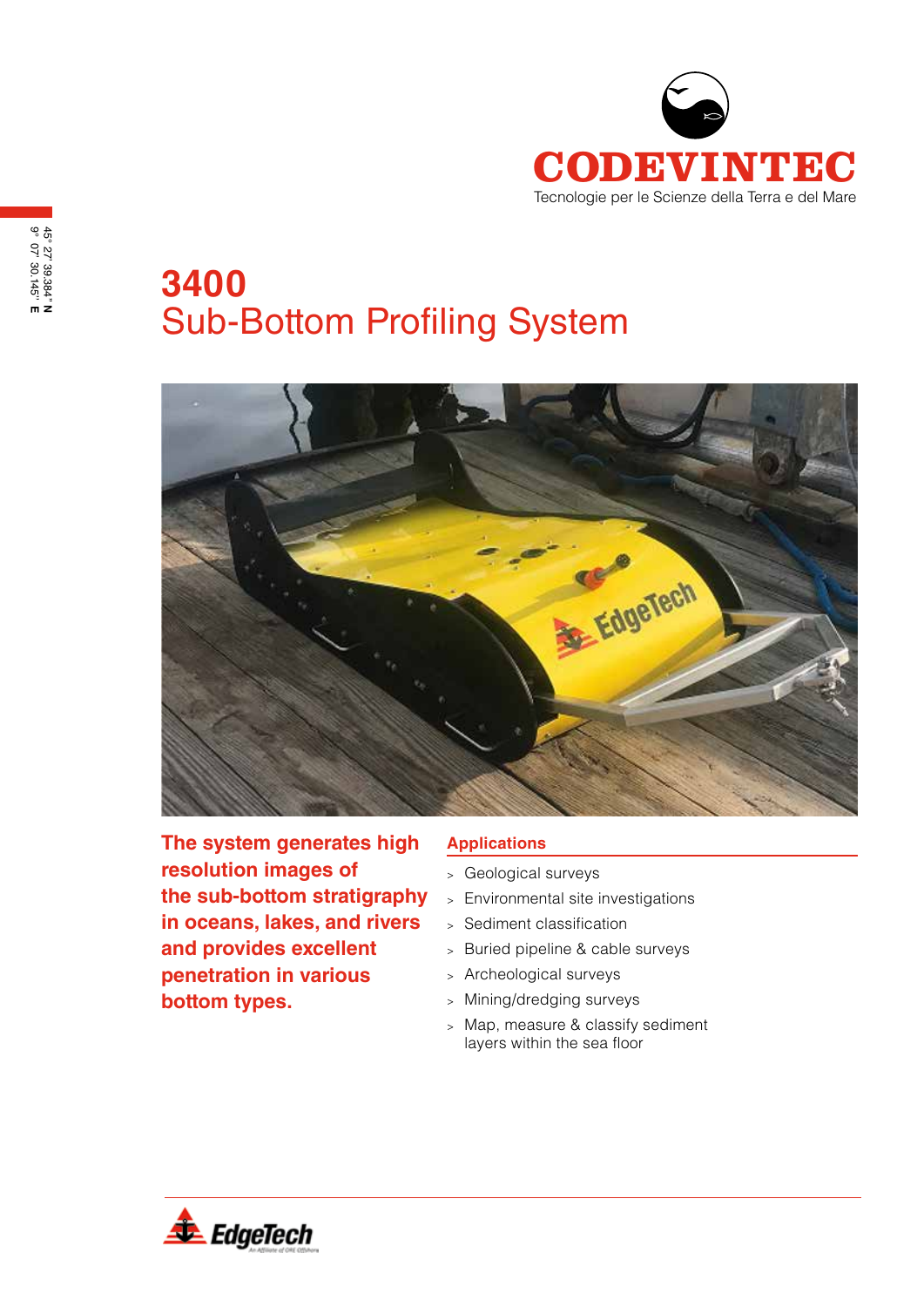CODEVINTEC

Tecnologie per le Scienze della Terra e del Mare

45° 27' 39.384" N
9° 07' 30.145" E

# 3400
# Sub-Bottom Profiling System

**The system generates high resolution images of the sub-bottom stratigraphy in oceans, lakes, and rivers and provides excellent penetration in various bottom types.**

## Applications

- Geological surveys
- Environmental site investigations
- Sediment classification
- Buried pipeline & cable surveys
- Archeological surveys
- Mining/dredging surveys
- Map, measure & classify sediment layers within the sea floor

EdgeTech

An Affiliate of ORE Offshore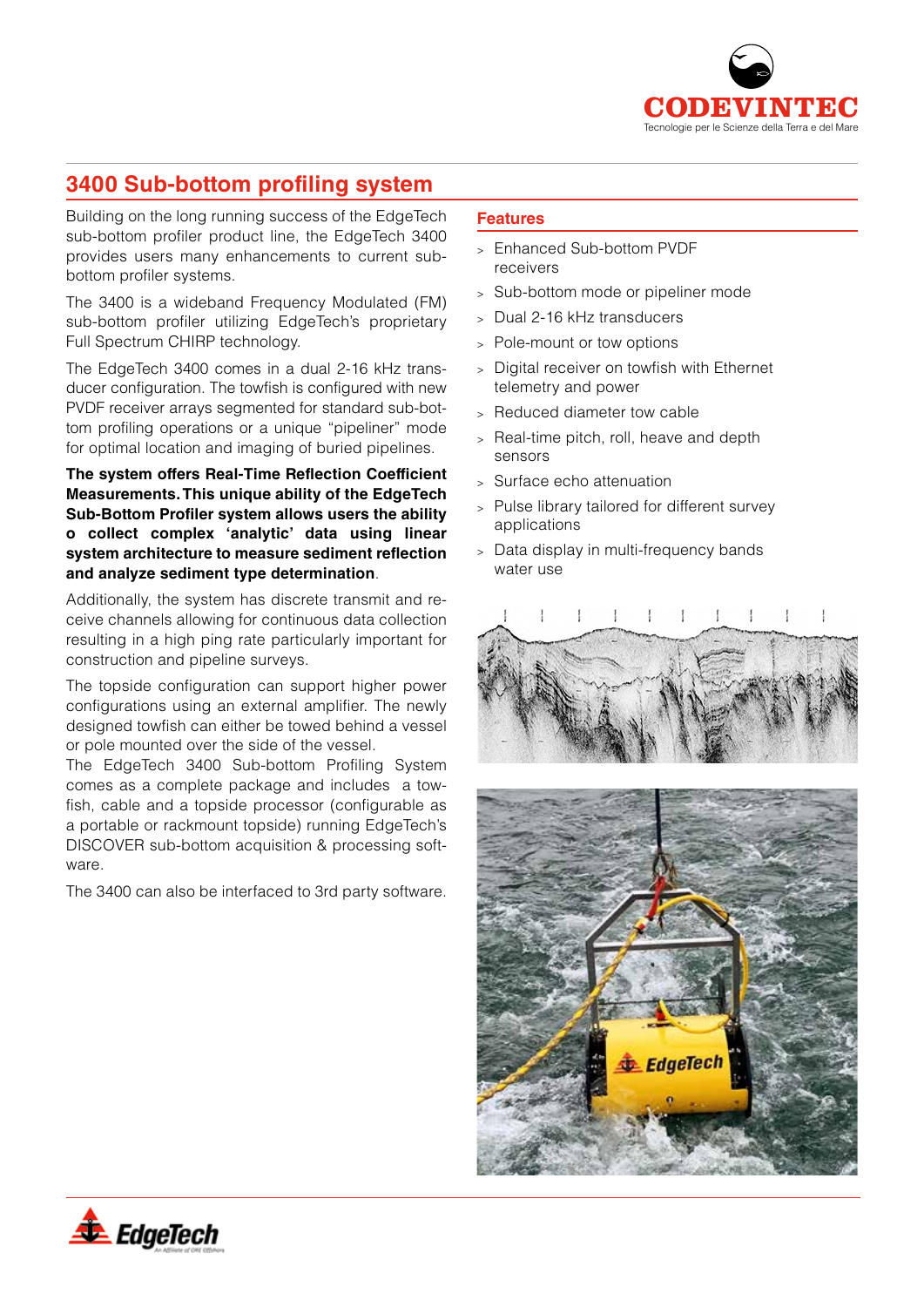## 3400 Sub-bottom profiling system

Building on the long running success of the EdgeTech sub-bottom profiler product line, the EdgeTech 3400 provides users many enhancements to current sub-bottom profiler systems.

The 3400 is a wideband Frequency Modulated (FM) sub-bottom profiler utilizing EdgeTech's proprietary Full Spectrum CHIRP technology.

The EdgeTech 3400 comes in a dual 2-16 kHz transducer configuration. The towfish is configured with new PVDF receiver arrays segmented for standard sub-bottom profiling operations or a unique "pipeliner" mode for optimal location and imaging of buried pipelines.

**The system offers Real-Time Reflection Coefficient Measurements. This unique ability of the EdgeTech Sub-Bottom Profiler system allows users the ability o collect complex 'analytic' data using linear system architecture to measure sediment reflection and analyze sediment type determination**.

Additionally, the system has discrete transmit and receive channels allowing for continuous data collection resulting in a high ping rate particularly important for construction and pipeline surveys.

The topside configuration can support higher power configurations using an external amplifier. The newly designed towfish can either be towed behind a vessel or pole mounted over the side of the vessel.

The EdgeTech 3400 Sub-bottom Profiling System comes as a complete package and includes a towfish, cable and a topside processor (configurable as a portable or rackmount topside) running EdgeTech's DISCOVER sub-bottom acquisition & processing software.

The 3400 can also be interfaced to 3rd party software.

### Features

- Enhanced Sub-bottom PVDF receivers
- Sub-bottom mode or pipeliner mode
- Dual 2-16 kHz transducers
- Pole-mount or tow options
- Digital receiver on towfish with Ethernet telemetry and power
- Reduced diameter tow cable
- Real-time pitch, roll, heave and depth sensors
- Surface echo attenuation
- Pulse library tailored for different survey applications
- Data display in multi-frequency bands water use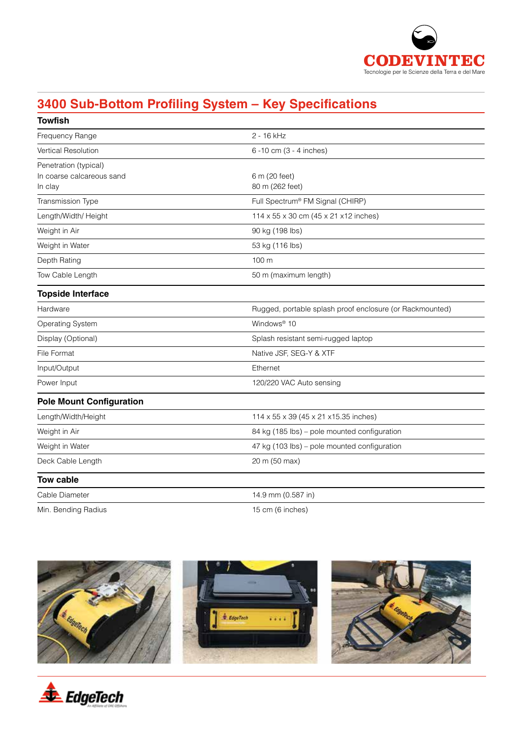## 3400 Sub-Bottom Profiling System – Key Specifications

### Towfish

| | |
|---|---|
| Frequency Range | 2 - 16 kHz |
| Vertical Resolution | 6 -10 cm (3 - 4 inches) |
| Penetration (typical)<br>In coarse calcareous sand<br>In clay | <br>6 m (20 feet)<br>80 m (262 feet) |
| Transmission Type | Full Spectrum® FM Signal (CHIRP) |
| Length/Width/ Height | 114 x 55 x 30 cm (45 x 21 x12 inches) |
| Weight in Air | 90 kg (198 lbs) |
| Weight in Water | 53 kg (116 lbs) |
| Depth Rating | 100 m |
| Tow Cable Length | 50 m (maximum length) |

### Topside Interface

| | |
|---|---|
| Hardware | Rugged, portable splash proof enclosure (or Rackmounted) |
| Operating System | Windows® 10 |
| Display (Optional) | Splash resistant semi-rugged laptop |
| File Format | Native JSF, SEG-Y & XTF |
| Input/Output | Ethernet |
| Power Input | 120/220 VAC Auto sensing |

### Pole Mount Configuration

| | |
|---|---|
| Length/Width/Height | 114 x 55 x 39 (45 x 21 x15.35 inches) |
| Weight in Air | 84 kg (185 lbs) – pole mounted configuration |
| Weight in Water | 47 kg (103 lbs) – pole mounted configuration |
| Deck Cable Length | 20 m (50 max) |

### Tow cable

| | |
|---|---|
| Cable Diameter | 14.9 mm (0.587 in) |
| Min. Bending Radius | 15 cm (6 inches) |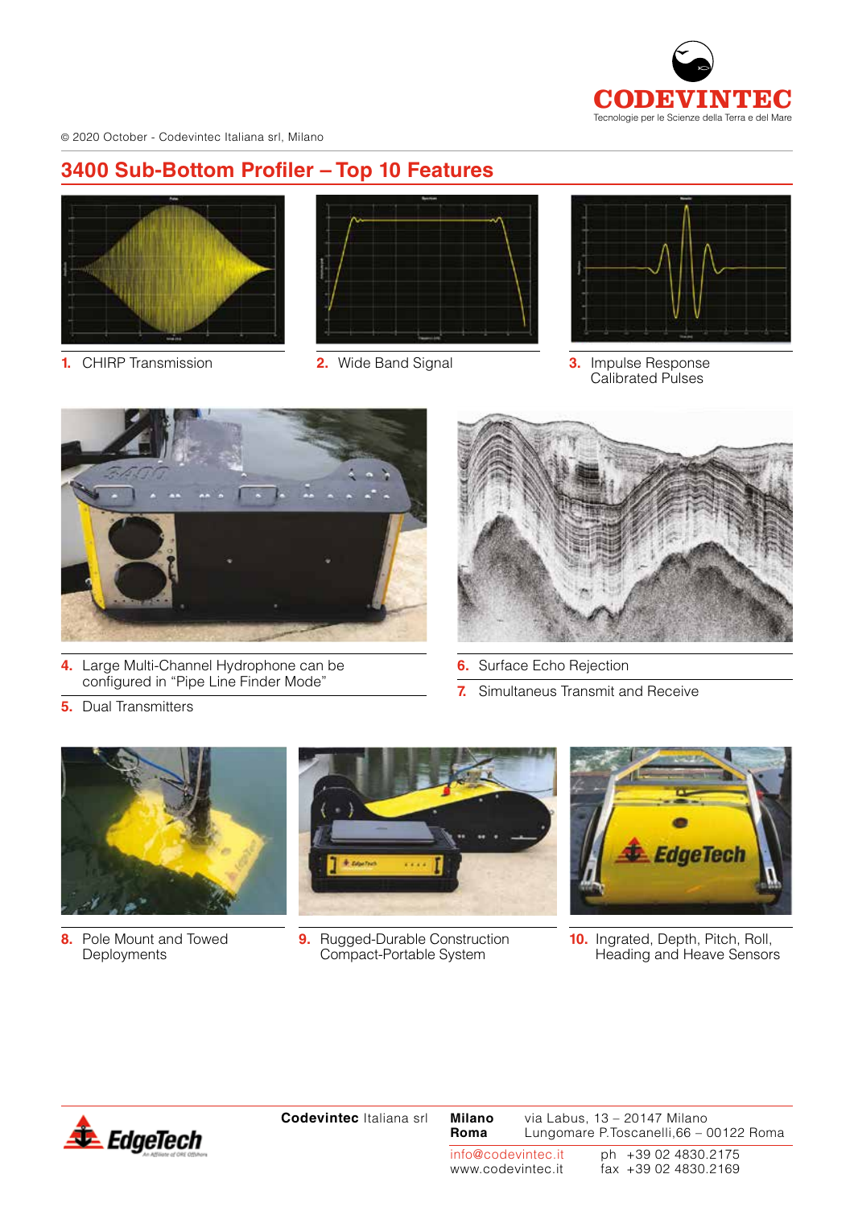**CODEVINTEC**
Tecnologie per le Scienze della Terra e del Mare

© 2020 October - Codevintec Italiana srl, Milano

## 3400 Sub-Bottom Profiler – Top 10 Features

1. CHIRP Transmission

2. Wide Band Signal

3. Impulse Response Calibrated Pulses

4. Large Multi-Channel Hydrophone can be configured in “Pipe Line Finder Mode”

5. Dual Transmitters

6. Surface Echo Rejection

7. Simultaneus Transmit and Receive

8. Pole Mount and Towed Deployments

9. Rugged-Durable Construction Compact-Portable System

10. Ingrated, Depth, Pitch, Roll, Heading and Heave Sensors

EdgeTech
An Affiliate of ORE Offshore

**Codevintec** Italiana srl

**Milano** via Labus, 13 – 20147 Milano
**Roma** Lungomare P.Toscanelli,66 – 00122 Roma

info@codevintec.it
www.codevintec.it

ph +39 02 4830.2175
fax +39 02 4830.2169